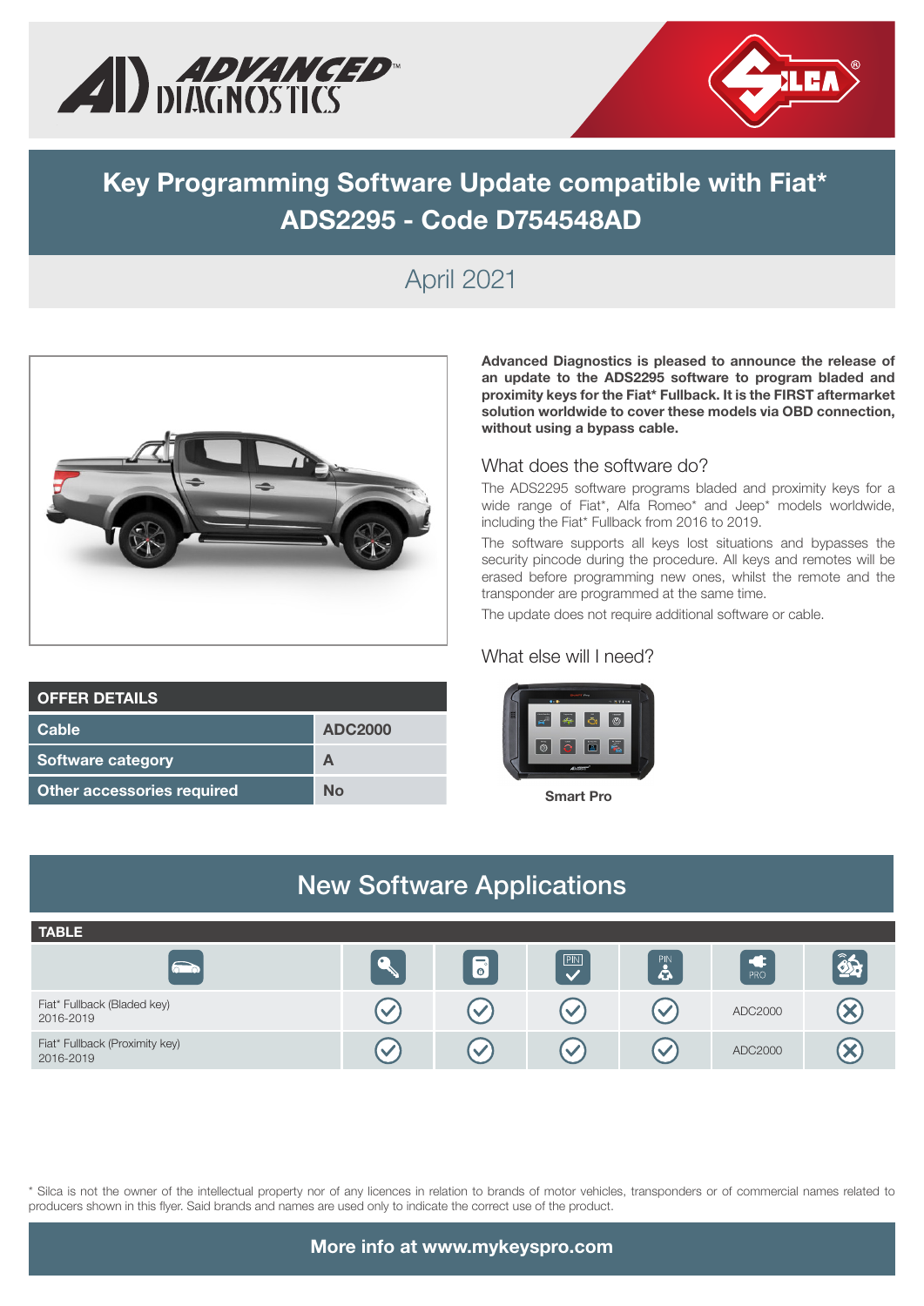# Key Programming Software Update compatible with Fiat* ADS2295 - Code D754548AD

## April 2021

**Advanced Diagnostics is pleased to announce the release of an update to the ADS2295 software to program bladed and proximity keys for the Fiat* Fullback. It is the FIRST aftermarket solution worldwide to cover these models via OBD connection, without using a bypass cable.**

### What does the software do?

The ADS2295 software programs bladed and proximity keys for a wide range of Fiat*, Alfa Romeo* and Jeep* models worldwide, including the Fiat* Fullback from 2016 to 2019.

The software supports all keys lost situations and bypasses the security pincode during the procedure. All keys and remotes will be erased before programming new ones, whilst the remote and the transponder are programmed at the same time.

The update does not require additional software or cable.

### What else will I need?

Smart Pro

| OFFER DETAILS | |
|---|---|
| Cable | ADC2000 |
| Software category | A |
| Other accessories required | No |

## New Software Applications

**TABLE**

| Vehicle | Key | Remote | PIN | PIN | PRO | |
|---|---|---|---|---|---|---|
| Fiat* Fullback (Bladed key) 2016-2019 | ✓ | ✓ | ✓ | ✓ | ADC2000 | ✗ |
| Fiat* Fullback (Proximity key) 2016-2019 | ✓ | ✓ | ✓ | ✓ | ADC2000 | ✗ |

\* Silca is not the owner of the intellectual property nor of any licences in relation to brands of motor vehicles, transponders or of commercial names related to producers shown in this flyer. Said brands and names are used only to indicate the correct use of the product.

**More info at www.mykeyspro.com**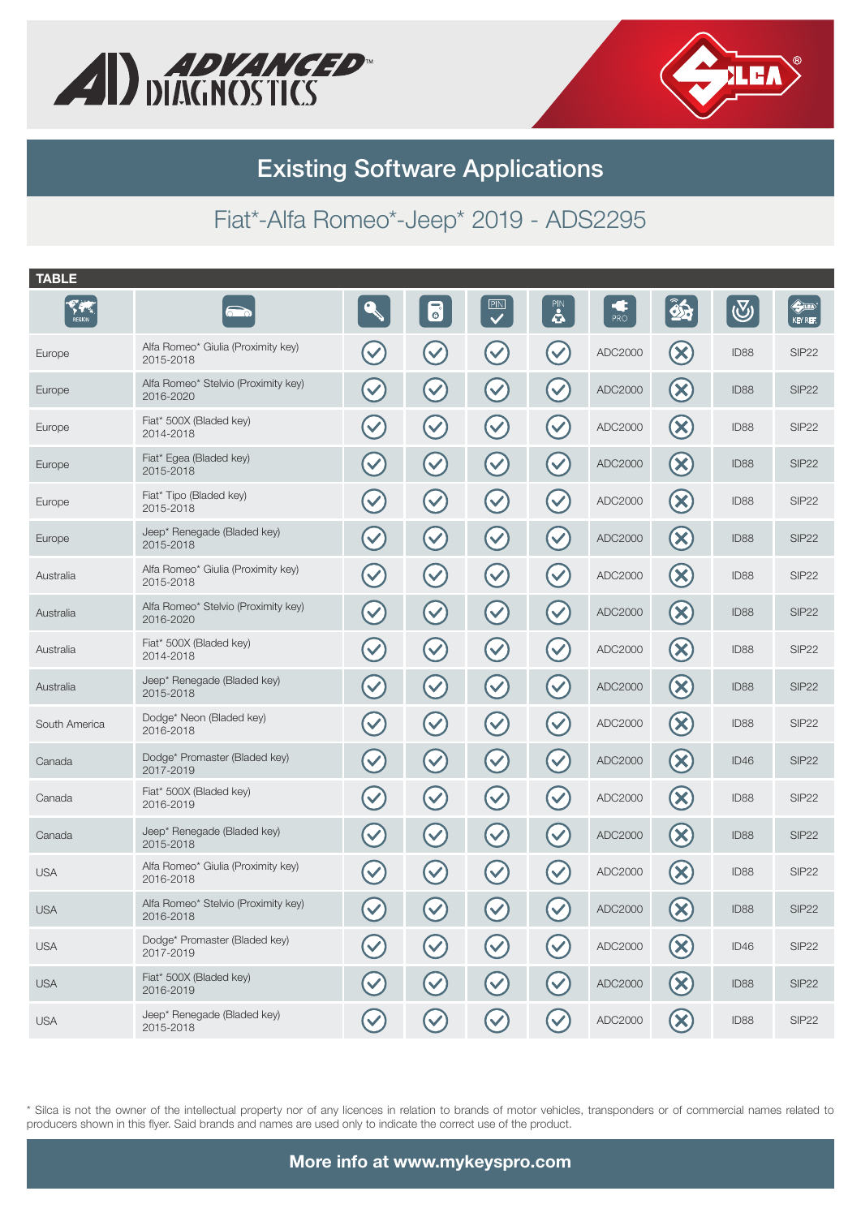# Existing Software Applications

## Fiat*-Alfa Romeo*-Jeep* 2019 - ADS2295

**TABLE**

| REGION | | | | PIN | PIN | PRO | | | KEY REF. |
|---|---|---|---|---|---|---|---|---|---|
| Europe | Alfa Romeo* Giulia (Proximity key) 2015-2018 | ✓ | ✓ | ✓ | ✓ | ADC2000 | ✗ | ID88 | SIP22 |
| Europe | Alfa Romeo* Stelvio (Proximity key) 2016-2020 | ✓ | ✓ | ✓ | ✓ | ADC2000 | ✗ | ID88 | SIP22 |
| Europe | Fiat* 500X (Bladed key) 2014-2018 | ✓ | ✓ | ✓ | ✓ | ADC2000 | ✗ | ID88 | SIP22 |
| Europe | Fiat* Egea (Bladed key) 2015-2018 | ✓ | ✓ | ✓ | ✓ | ADC2000 | ✗ | ID88 | SIP22 |
| Europe | Fiat* Tipo (Bladed key) 2015-2018 | ✓ | ✓ | ✓ | ✓ | ADC2000 | ✗ | ID88 | SIP22 |
| Europe | Jeep* Renegade (Bladed key) 2015-2018 | ✓ | ✓ | ✓ | ✓ | ADC2000 | ✗ | ID88 | SIP22 |
| Australia | Alfa Romeo* Giulia (Proximity key) 2015-2018 | ✓ | ✓ | ✓ | ✓ | ADC2000 | ✗ | ID88 | SIP22 |
| Australia | Alfa Romeo* Stelvio (Proximity key) 2016-2020 | ✓ | ✓ | ✓ | ✓ | ADC2000 | ✗ | ID88 | SIP22 |
| Australia | Fiat* 500X (Bladed key) 2014-2018 | ✓ | ✓ | ✓ | ✓ | ADC2000 | ✗ | ID88 | SIP22 |
| Australia | Jeep* Renegade (Bladed key) 2015-2018 | ✓ | ✓ | ✓ | ✓ | ADC2000 | ✗ | ID88 | SIP22 |
| South America | Dodge* Neon (Bladed key) 2016-2018 | ✓ | ✓ | ✓ | ✓ | ADC2000 | ✗ | ID88 | SIP22 |
| Canada | Dodge* Promaster (Bladed key) 2017-2019 | ✓ | ✓ | ✓ | ✓ | ADC2000 | ✗ | ID46 | SIP22 |
| Canada | Fiat* 500X (Bladed key) 2016-2019 | ✓ | ✓ | ✓ | ✓ | ADC2000 | ✗ | ID88 | SIP22 |
| Canada | Jeep* Renegade (Bladed key) 2015-2018 | ✓ | ✓ | ✓ | ✓ | ADC2000 | ✗ | ID88 | SIP22 |
| USA | Alfa Romeo* Giulia (Proximity key) 2016-2018 | ✓ | ✓ | ✓ | ✓ | ADC2000 | ✗ | ID88 | SIP22 |
| USA | Alfa Romeo* Stelvio (Proximity key) 2016-2018 | ✓ | ✓ | ✓ | ✓ | ADC2000 | ✗ | ID88 | SIP22 |
| USA | Dodge* Promaster (Bladed key) 2017-2019 | ✓ | ✓ | ✓ | ✓ | ADC2000 | ✗ | ID46 | SIP22 |
| USA | Fiat* 500X (Bladed key) 2016-2019 | ✓ | ✓ | ✓ | ✓ | ADC2000 | ✗ | ID88 | SIP22 |
| USA | Jeep* Renegade (Bladed key) 2015-2018 | ✓ | ✓ | ✓ | ✓ | ADC2000 | ✗ | ID88 | SIP22 |

* Silca is not the owner of the intellectual property nor of any licences in relation to brands of motor vehicles, transponders or of commercial names related to producers shown in this flyer. Said brands and names are used only to indicate the correct use of the product.

**More info at www.mykeyspro.com**